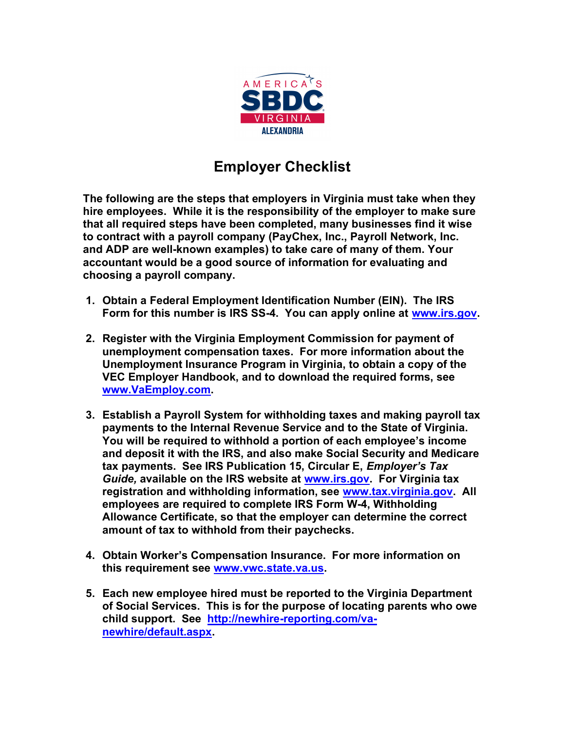# Employer Checklist

**The following are the steps that employers in Virginia must take when they hire employees. While it is the responsibility of the employer to make sure that all required steps have been completed, many businesses find it wise to contract with a payroll company (PayChex, Inc., Payroll Network, Inc. and ADP are well-known examples) to take care of many of them. Your accountant would be a good source of information for evaluating and choosing a payroll company.**

1. **Obtain a Federal Employment Identification Number (EIN). The IRS Form for this number is IRS SS-4. You can apply online at [www.irs.gov](www.irs.gov).**

2. **Register with the Virginia Employment Commission for payment of unemployment compensation taxes. For more information about the Unemployment Insurance Program in Virginia, to obtain a copy of the VEC Employer Handbook, and to download the required forms, see [www.VaEmploy.com](www.VaEmploy.com).**

3. **Establish a Payroll System for withholding taxes and making payroll tax payments to the Internal Revenue Service and to the State of Virginia. You will be required to withhold a portion of each employee's income and deposit it with the IRS, and also make Social Security and Medicare tax payments. See IRS Publication 15, Circular E, *Employer's Tax Guide,* available on the IRS website at [www.irs.gov](www.irs.gov). For Virginia tax registration and withholding information, see [www.tax.virginia.gov](www.tax.virginia.gov). All employees are required to complete IRS Form W-4, Withholding Allowance Certificate, so that the employer can determine the correct amount of tax to withhold from their paychecks.**

4. **Obtain Worker's Compensation Insurance. For more information on this requirement see [www.vwc.state.va.us](www.vwc.state.va.us).**

5. **Each new employee hired must be reported to the Virginia Department of Social Services. This is for the purpose of locating parents who owe child support. See [http://newhire-reporting.com/va-newhire/default.aspx](http://newhire-reporting.com/va-newhire/default.aspx).**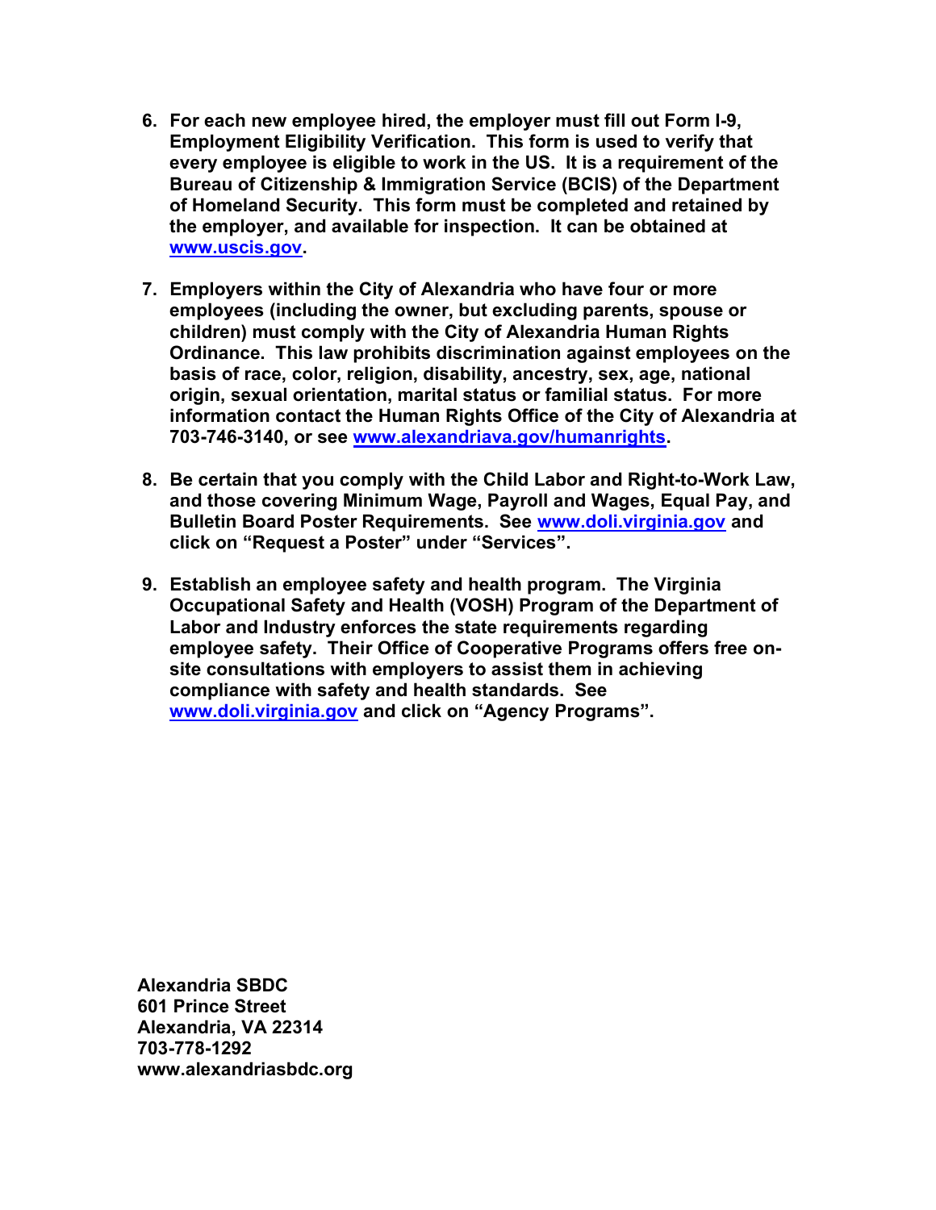6. **For each new employee hired, the employer must fill out Form I-9, Employment Eligibility Verification. This form is used to verify that every employee is eligible to work in the US. It is a requirement of the Bureau of Citizenship & Immigration Service (BCIS) of the Department of Homeland Security. This form must be completed and retained by the employer, and available for inspection. It can be obtained at [www.uscis.gov](http://www.uscis.gov).**

7. **Employers within the City of Alexandria who have four or more employees (including the owner, but excluding parents, spouse or children) must comply with the City of Alexandria Human Rights Ordinance. This law prohibits discrimination against employees on the basis of race, color, religion, disability, ancestry, sex, age, national origin, sexual orientation, marital status or familial status. For more information contact the Human Rights Office of the City of Alexandria at 703-746-3140, or see [www.alexandriava.gov/humanrights](http://www.alexandriava.gov/humanrights).**

8. **Be certain that you comply with the Child Labor and Right-to-Work Law, and those covering Minimum Wage, Payroll and Wages, Equal Pay, and Bulletin Board Poster Requirements. See [www.doli.virginia.gov](http://www.doli.virginia.gov) and click on "Request a Poster" under "Services".**

9. **Establish an employee safety and health program. The Virginia Occupational Safety and Health (VOSH) Program of the Department of Labor and Industry enforces the state requirements regarding employee safety. Their Office of Cooperative Programs offers free on-site consultations with employers to assist them in achieving compliance with safety and health standards. See [www.doli.virginia.gov](http://www.doli.virginia.gov) and click on "Agency Programs".**

**Alexandria SBDC**
**601 Prince Street**
**Alexandria, VA 22314**
**703-778-1292**
**www.alexandriasbdc.org**